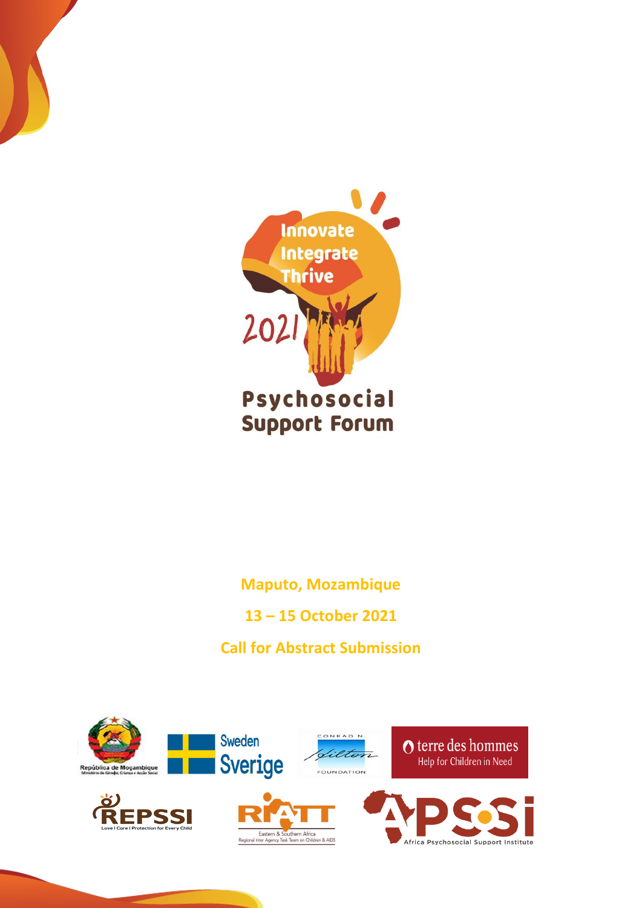Innovate
Integrate
Thrive

2021

# Psychosocial Support Forum

**Maputo, Mozambique**

**13 – 15 October 2021**

**Call for Abstract Submission**

República de Moçambique
Ministério do Género, Criança e Acção Social

Sweden
Sverige

CONRAD N. Hilton FOUNDATION

terre des hommes
Help for Children in Need

REPSSI
Love I Care I Protection for Every Child

RIATT
Eastern & Southern Africa
Regional Inter Agency Task Team on Children & AIDS

APSSI
Africa Psychosocial Support Institute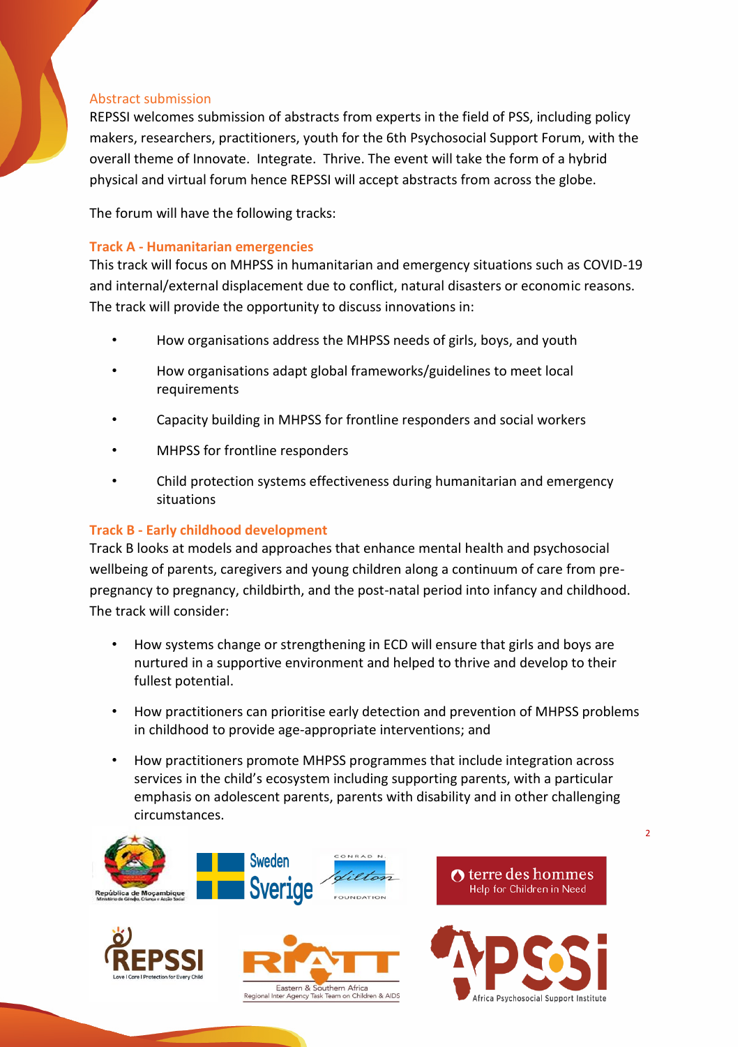## Abstract submission

REPSSI welcomes submission of abstracts from experts in the field of PSS, including policy makers, researchers, practitioners, youth for the 6th Psychosocial Support Forum, with the overall theme of Innovate. Integrate. Thrive. The event will take the form of a hybrid physical and virtual forum hence REPSSI will accept abstracts from across the globe.

The forum will have the following tracks:

### Track A - Humanitarian emergencies

This track will focus on MHPSS in humanitarian and emergency situations such as COVID-19 and internal/external displacement due to conflict, natural disasters or economic reasons. The track will provide the opportunity to discuss innovations in:

- How organisations address the MHPSS needs of girls, boys, and youth
- How organisations adapt global frameworks/guidelines to meet local requirements
- Capacity building in MHPSS for frontline responders and social workers
- MHPSS for frontline responders
- Child protection systems effectiveness during humanitarian and emergency situations

### Track B - Early childhood development

Track B looks at models and approaches that enhance mental health and psychosocial wellbeing of parents, caregivers and young children along a continuum of care from pre-pregnancy to pregnancy, childbirth, and the post-natal period into infancy and childhood. The track will consider:

- How systems change or strengthening in ECD will ensure that girls and boys are nurtured in a supportive environment and helped to thrive and develop to their fullest potential.
- How practitioners can prioritise early detection and prevention of MHPSS problems in childhood to provide age-appropriate interventions; and
- How practitioners promote MHPSS programmes that include integration across services in the child's ecosystem including supporting parents, with a particular emphasis on adolescent parents, parents with disability and in other challenging circumstances.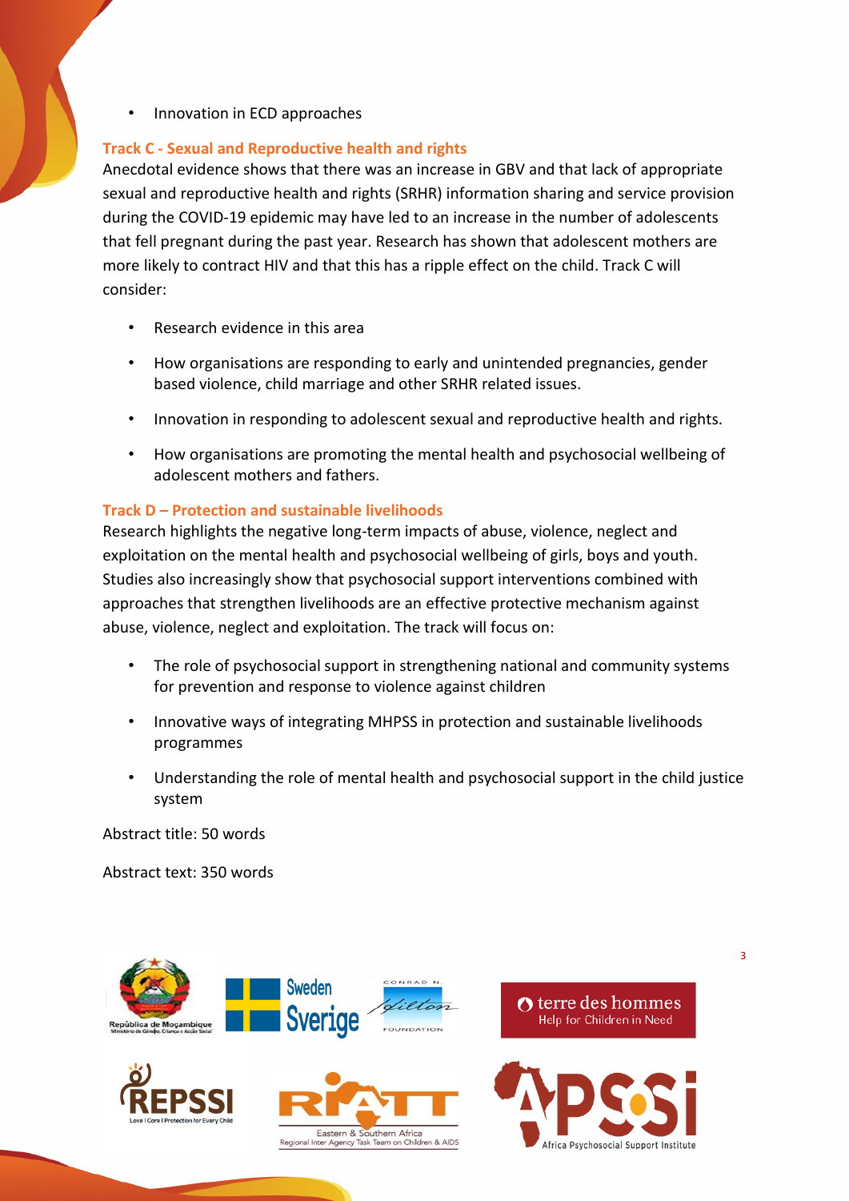- Innovation in ECD approaches

### Track C - Sexual and Reproductive health and rights

Anecdotal evidence shows that there was an increase in GBV and that lack of appropriate sexual and reproductive health and rights (SRHR) information sharing and service provision during the COVID-19 epidemic may have led to an increase in the number of adolescents that fell pregnant during the past year. Research has shown that adolescent mothers are more likely to contract HIV and that this has a ripple effect on the child. Track C will consider:

- Research evidence in this area
- How organisations are responding to early and unintended pregnancies, gender based violence, child marriage and other SRHR related issues.
- Innovation in responding to adolescent sexual and reproductive health and rights.
- How organisations are promoting the mental health and psychosocial wellbeing of adolescent mothers and fathers.

### Track D – Protection and sustainable livelihoods

Research highlights the negative long-term impacts of abuse, violence, neglect and exploitation on the mental health and psychosocial wellbeing of girls, boys and youth. Studies also increasingly show that psychosocial support interventions combined with approaches that strengthen livelihoods are an effective protective mechanism against abuse, violence, neglect and exploitation. The track will focus on:

- The role of psychosocial support in strengthening national and community systems for prevention and response to violence against children
- Innovative ways of integrating MHPSS in protection and sustainable livelihoods programmes
- Understanding the role of mental health and psychosocial support in the child justice system

Abstract title: 50 words

Abstract text: 350 words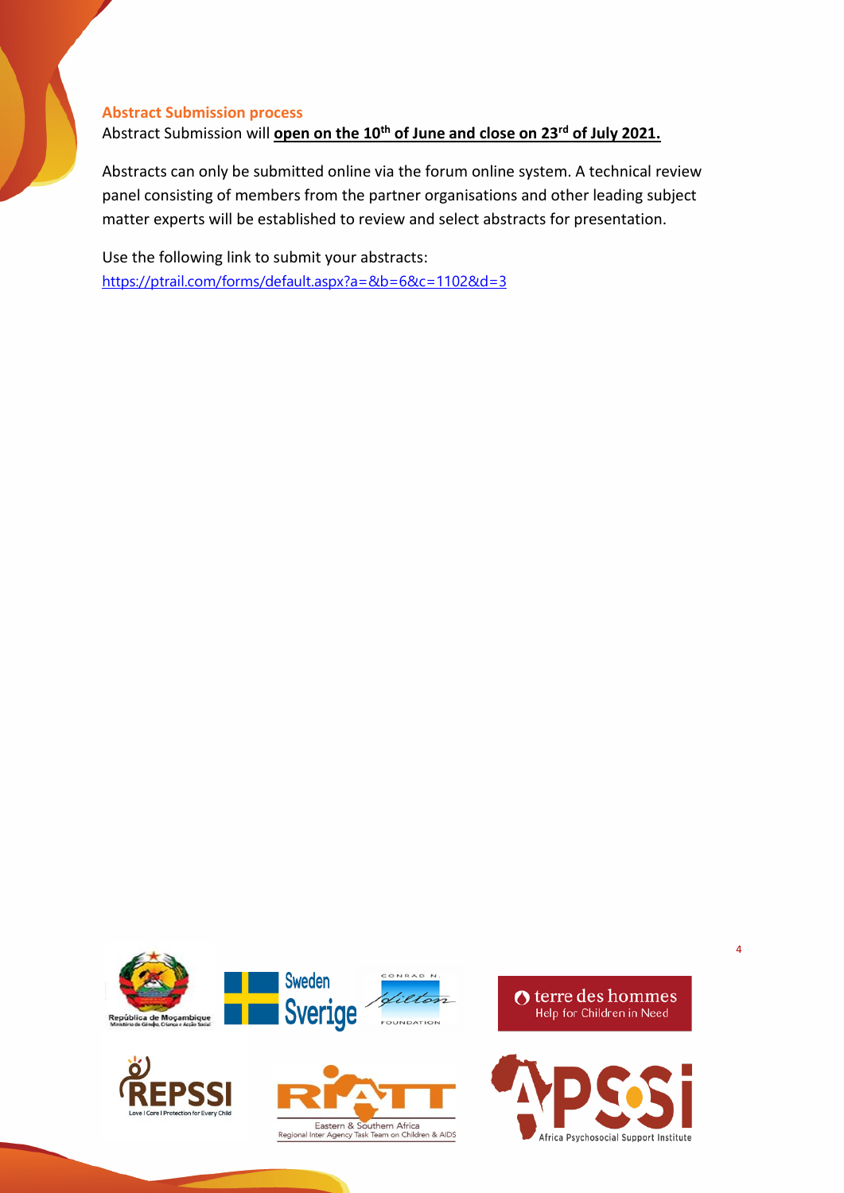## Abstract Submission process

Abstract Submission will **open on the 10th of June and close on 23rd of July 2021.**

Abstracts can only be submitted online via the forum online system. A technical review panel consisting of members from the partner organisations and other leading subject matter experts will be established to review and select abstracts for presentation.

Use the following link to submit your abstracts:
https://ptrail.com/forms/default.aspx?a=&b=6&c=1102&d=3